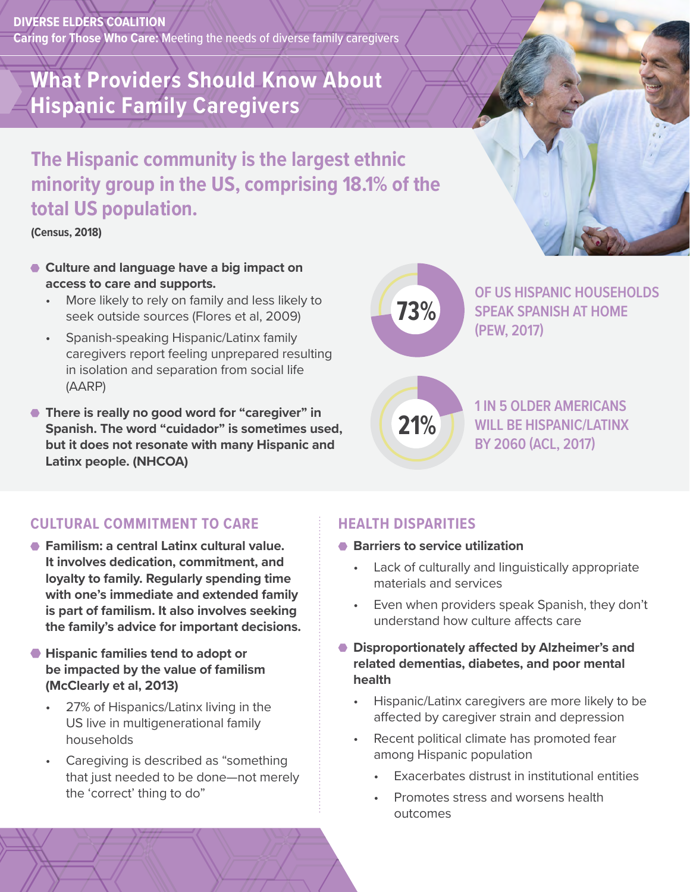DIVERSE ELDERS COALITION

**Caring for Those Who Care:** Meeting the needs of diverse family caregivers

# What Providers Should Know About Hispanic Family Caregivers

## The Hispanic community is the largest ethnic minority group in the US, comprising 18.1% of the total US population.

**(Census, 2018)**

- **Culture and language have a big impact on access to care and supports.**
  - More likely to rely on family and less likely to seek outside sources (Flores et al, 2009)
  - Spanish-speaking Hispanic/Latinx family caregivers report feeling unprepared resulting in isolation and separation from social life (AARP)
- **There is really no good word for "caregiver" in Spanish. The word "cuidador" is sometimes used, but it does not resonate with many Hispanic and Latinx people. (NHCOA)**

**73%** OF US HISPANIC HOUSEHOLDS SPEAK SPANISH AT HOME (PEW, 2017)

**21%** 1 IN 5 OLDER AMERICANS WILL BE HISPANIC/LATINX BY 2060 (ACL, 2017)

### CULTURAL COMMITMENT TO CARE

- **Familism: a central Latinx cultural value. It involves dedication, commitment, and loyalty to family. Regularly spending time with one's immediate and extended family is part of familism. It also involves seeking the family's advice for important decisions.**
- **Hispanic families tend to adopt or be impacted by the value of familism (McClearly et al, 2013)**
  - 27% of Hispanics/Latinx living in the US live in multigenerational family households
  - Caregiving is described as "something that just needed to be done—not merely the 'correct' thing to do"

### HEALTH DISPARITIES

- **Barriers to service utilization**
  - Lack of culturally and linguistically appropriate materials and services
  - Even when providers speak Spanish, they don't understand how culture affects care
- **Disproportionately affected by Alzheimer's and related dementias, diabetes, and poor mental health**
  - Hispanic/Latinx caregivers are more likely to be affected by caregiver strain and depression
  - Recent political climate has promoted fear among Hispanic population
    - Exacerbates distrust in institutional entities
    - Promotes stress and worsens health outcomes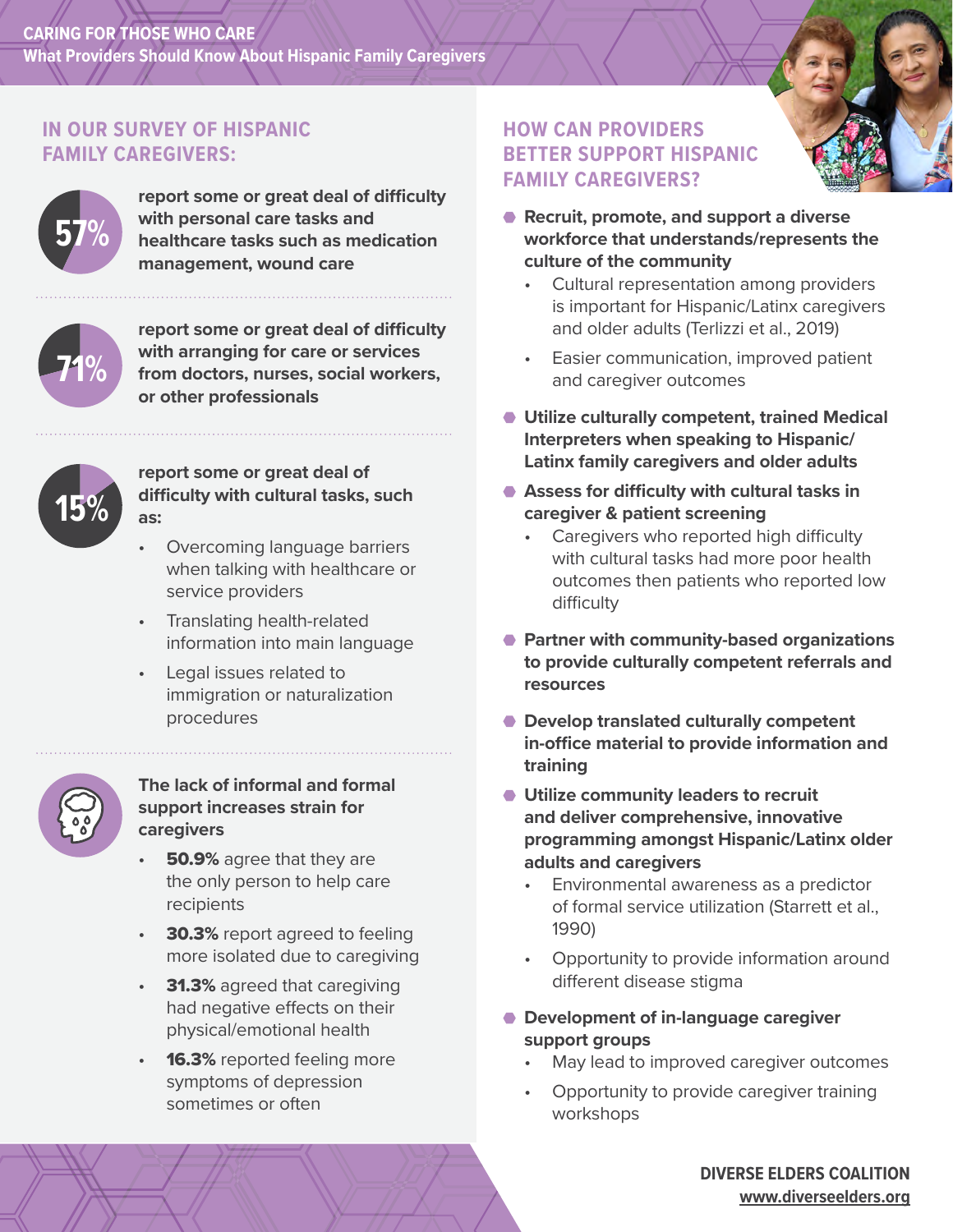**CARING FOR THOSE WHO CARE**
**What Providers Should Know About Hispanic Family Caregivers**

## IN OUR SURVEY OF HISPANIC FAMILY CAREGIVERS:

57%

**report some or great deal of difficulty with personal care tasks and healthcare tasks such as medication management, wound care**

71%

**report some or great deal of difficulty with arranging for care or services from doctors, nurses, social workers, or other professionals**

15%

**report some or great deal of difficulty with cultural tasks, such as:**

- Overcoming language barriers when talking with healthcare or service providers
- Translating health-related information into main language
- Legal issues related to immigration or naturalization procedures

**The lack of informal and formal support increases strain for caregivers**

- **50.9%** agree that they are the only person to help care recipients
- **30.3%** report agreed to feeling more isolated due to caregiving
- **31.3%** agreed that caregiving had negative effects on their physical/emotional health
- **16.3%** reported feeling more symptoms of depression sometimes or often

## HOW CAN PROVIDERS BETTER SUPPORT HISPANIC FAMILY CAREGIVERS?

- **Recruit, promote, and support a diverse workforce that understands/represents the culture of the community**
  - Cultural representation among providers is important for Hispanic/Latinx caregivers and older adults (Terlizzi et al., 2019)
  - Easier communication, improved patient and caregiver outcomes
- **Utilize culturally competent, trained Medical Interpreters when speaking to Hispanic/ Latinx family caregivers and older adults**
- **Assess for difficulty with cultural tasks in caregiver & patient screening**
  - Caregivers who reported high difficulty with cultural tasks had more poor health outcomes then patients who reported low difficulty
- **Partner with community-based organizations to provide culturally competent referrals and resources**
- **Develop translated culturally competent in-office material to provide information and training**
- **Utilize community leaders to recruit and deliver comprehensive, innovative programming amongst Hispanic/Latinx older adults and caregivers**
  - Environmental awareness as a predictor of formal service utilization (Starrett et al., 1990)
  - Opportunity to provide information around different disease stigma
- **Development of in-language caregiver support groups**
  - May lead to improved caregiver outcomes
  - Opportunity to provide caregiver training workshops

**DIVERSE ELDERS COALITION**
www.diverseelders.org